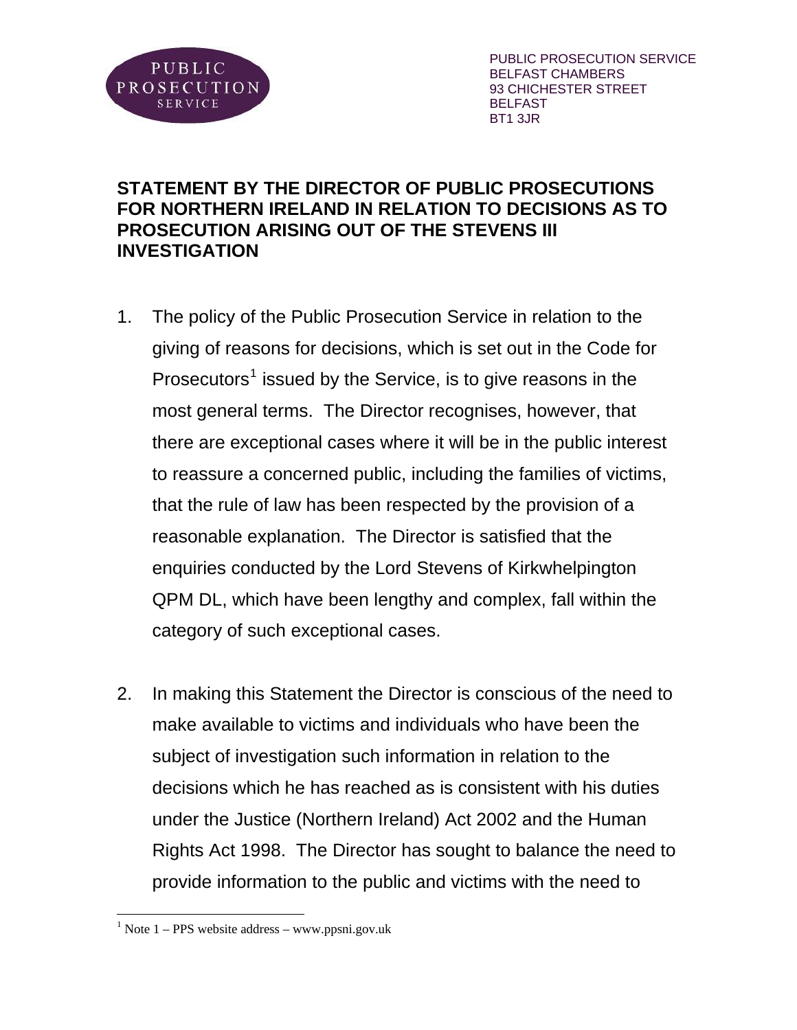PUBLIC PROSECUTION SERVICE
BELFAST CHAMBERS
93 CHICHESTER STREET
BELFAST
BT1 3JR

## STATEMENT BY THE DIRECTOR OF PUBLIC PROSECUTIONS FOR NORTHERN IRELAND IN RELATION TO DECISIONS AS TO PROSECUTION ARISING OUT OF THE STEVENS III INVESTIGATION

1. The policy of the Public Prosecution Service in relation to the giving of reasons for decisions, which is set out in the Code for Prosecutors[1] issued by the Service, is to give reasons in the most general terms. The Director recognises, however, that there are exceptional cases where it will be in the public interest to reassure a concerned public, including the families of victims, that the rule of law has been respected by the provision of a reasonable explanation. The Director is satisfied that the enquiries conducted by the Lord Stevens of Kirkwhelpington QPM DL, which have been lengthy and complex, fall within the category of such exceptional cases.

2. In making this Statement the Director is conscious of the need to make available to victims and individuals who have been the subject of investigation such information in relation to the decisions which he has reached as is consistent with his duties under the Justice (Northern Ireland) Act 2002 and the Human Rights Act 1998. The Director has sought to balance the need to provide information to the public and victims with the need to

[1] Note 1 – PPS website address – www.ppsni.gov.uk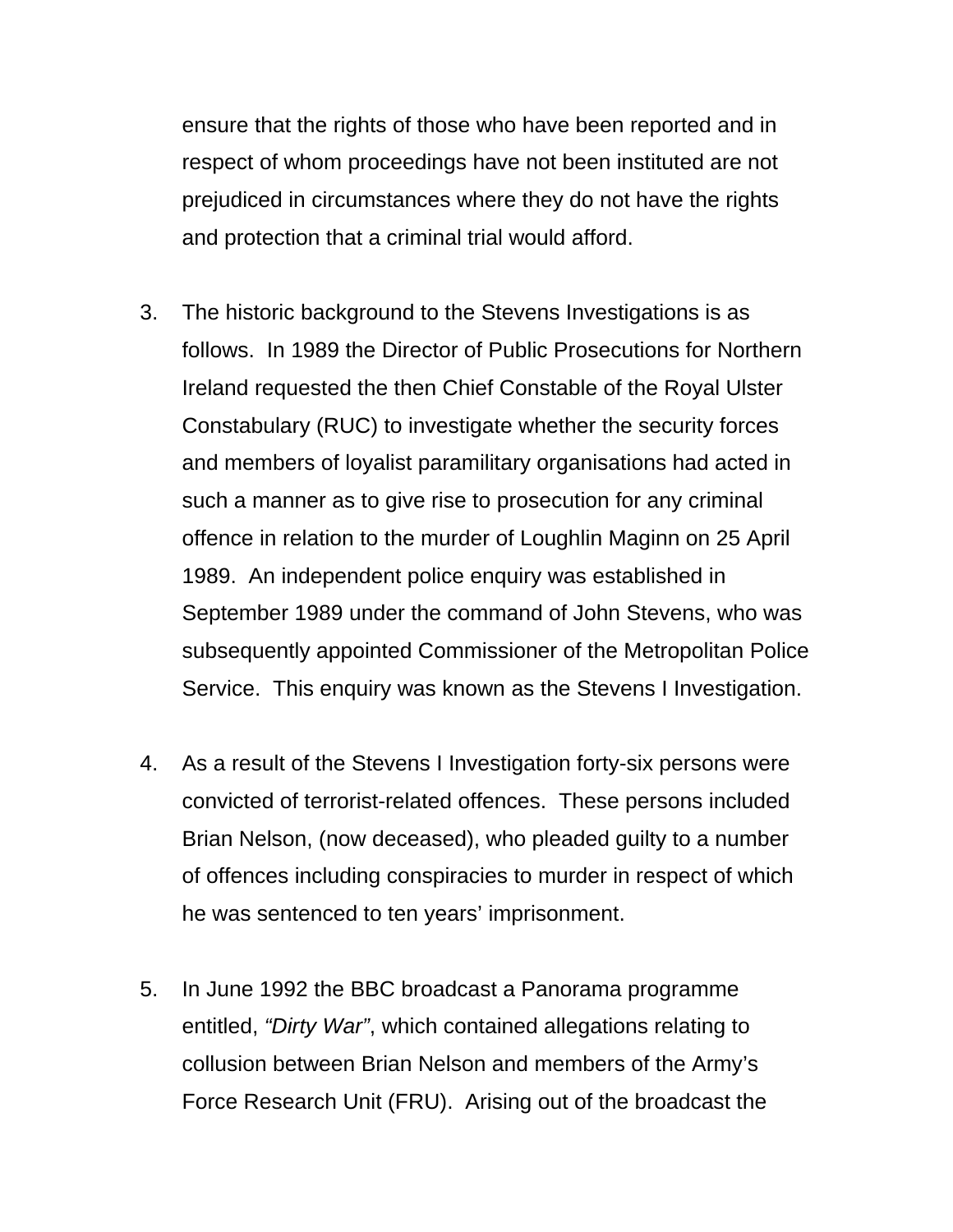ensure that the rights of those who have been reported and in respect of whom proceedings have not been instituted are not prejudiced in circumstances where they do not have the rights and protection that a criminal trial would afford.

3. The historic background to the Stevens Investigations is as follows. In 1989 the Director of Public Prosecutions for Northern Ireland requested the then Chief Constable of the Royal Ulster Constabulary (RUC) to investigate whether the security forces and members of loyalist paramilitary organisations had acted in such a manner as to give rise to prosecution for any criminal offence in relation to the murder of Loughlin Maginn on 25 April 1989. An independent police enquiry was established in September 1989 under the command of John Stevens, who was subsequently appointed Commissioner of the Metropolitan Police Service. This enquiry was known as the Stevens I Investigation.

4. As a result of the Stevens I Investigation forty-six persons were convicted of terrorist-related offences. These persons included Brian Nelson, (now deceased), who pleaded guilty to a number of offences including conspiracies to murder in respect of which he was sentenced to ten years' imprisonment.

5. In June 1992 the BBC broadcast a Panorama programme entitled, *"Dirty War"*, which contained allegations relating to collusion between Brian Nelson and members of the Army's Force Research Unit (FRU). Arising out of the broadcast the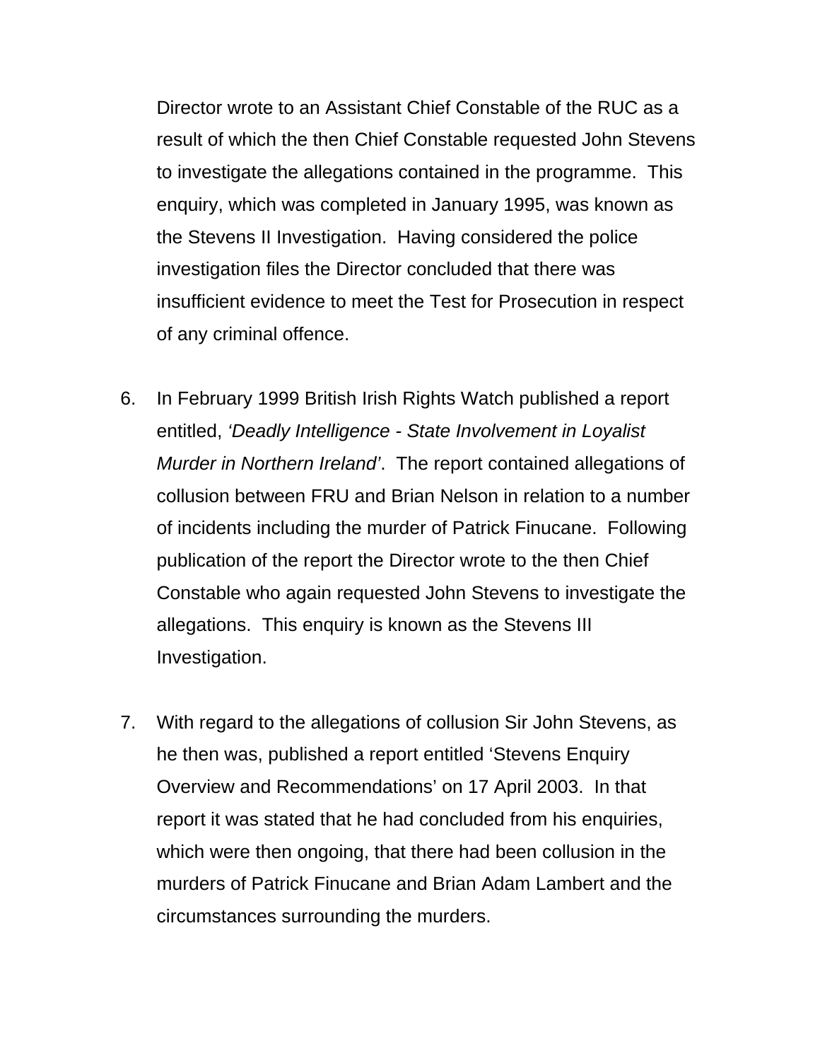Director wrote to an Assistant Chief Constable of the RUC as a result of which the then Chief Constable requested John Stevens to investigate the allegations contained in the programme. This enquiry, which was completed in January 1995, was known as the Stevens II Investigation. Having considered the police investigation files the Director concluded that there was insufficient evidence to meet the Test for Prosecution in respect of any criminal offence.

6. In February 1999 British Irish Rights Watch published a report entitled, *'Deadly Intelligence - State Involvement in Loyalist Murder in Northern Ireland'*. The report contained allegations of collusion between FRU and Brian Nelson in relation to a number of incidents including the murder of Patrick Finucane. Following publication of the report the Director wrote to the then Chief Constable who again requested John Stevens to investigate the allegations. This enquiry is known as the Stevens III Investigation.

7. With regard to the allegations of collusion Sir John Stevens, as he then was, published a report entitled 'Stevens Enquiry Overview and Recommendations' on 17 April 2003. In that report it was stated that he had concluded from his enquiries, which were then ongoing, that there had been collusion in the murders of Patrick Finucane and Brian Adam Lambert and the circumstances surrounding the murders.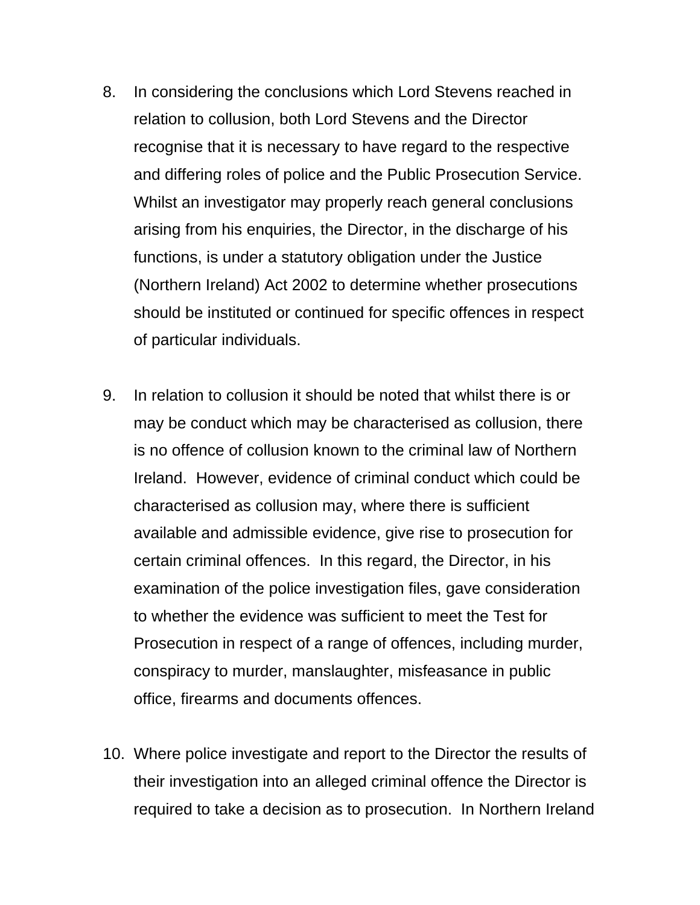8. In considering the conclusions which Lord Stevens reached in relation to collusion, both Lord Stevens and the Director recognise that it is necessary to have regard to the respective and differing roles of police and the Public Prosecution Service. Whilst an investigator may properly reach general conclusions arising from his enquiries, the Director, in the discharge of his functions, is under a statutory obligation under the Justice (Northern Ireland) Act 2002 to determine whether prosecutions should be instituted or continued for specific offences in respect of particular individuals.

9. In relation to collusion it should be noted that whilst there is or may be conduct which may be characterised as collusion, there is no offence of collusion known to the criminal law of Northern Ireland. However, evidence of criminal conduct which could be characterised as collusion may, where there is sufficient available and admissible evidence, give rise to prosecution for certain criminal offences. In this regard, the Director, in his examination of the police investigation files, gave consideration to whether the evidence was sufficient to meet the Test for Prosecution in respect of a range of offences, including murder, conspiracy to murder, manslaughter, misfeasance in public office, firearms and documents offences.

10. Where police investigate and report to the Director the results of their investigation into an alleged criminal offence the Director is required to take a decision as to prosecution. In Northern Ireland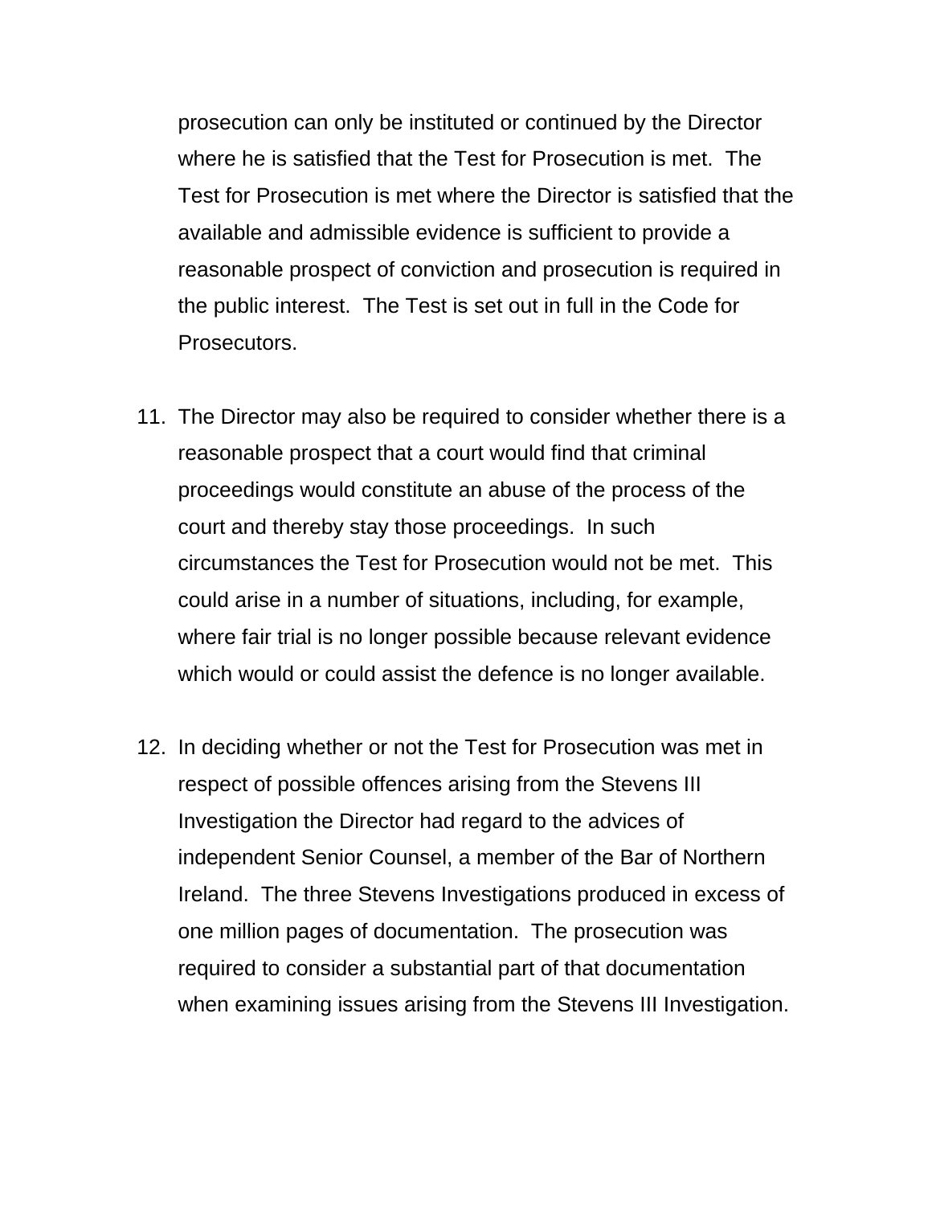prosecution can only be instituted or continued by the Director where he is satisfied that the Test for Prosecution is met. The Test for Prosecution is met where the Director is satisfied that the available and admissible evidence is sufficient to provide a reasonable prospect of conviction and prosecution is required in the public interest. The Test is set out in full in the Code for Prosecutors.

11. The Director may also be required to consider whether there is a reasonable prospect that a court would find that criminal proceedings would constitute an abuse of the process of the court and thereby stay those proceedings. In such circumstances the Test for Prosecution would not be met. This could arise in a number of situations, including, for example, where fair trial is no longer possible because relevant evidence which would or could assist the defence is no longer available.

12. In deciding whether or not the Test for Prosecution was met in respect of possible offences arising from the Stevens III Investigation the Director had regard to the advices of independent Senior Counsel, a member of the Bar of Northern Ireland. The three Stevens Investigations produced in excess of one million pages of documentation. The prosecution was required to consider a substantial part of that documentation when examining issues arising from the Stevens III Investigation.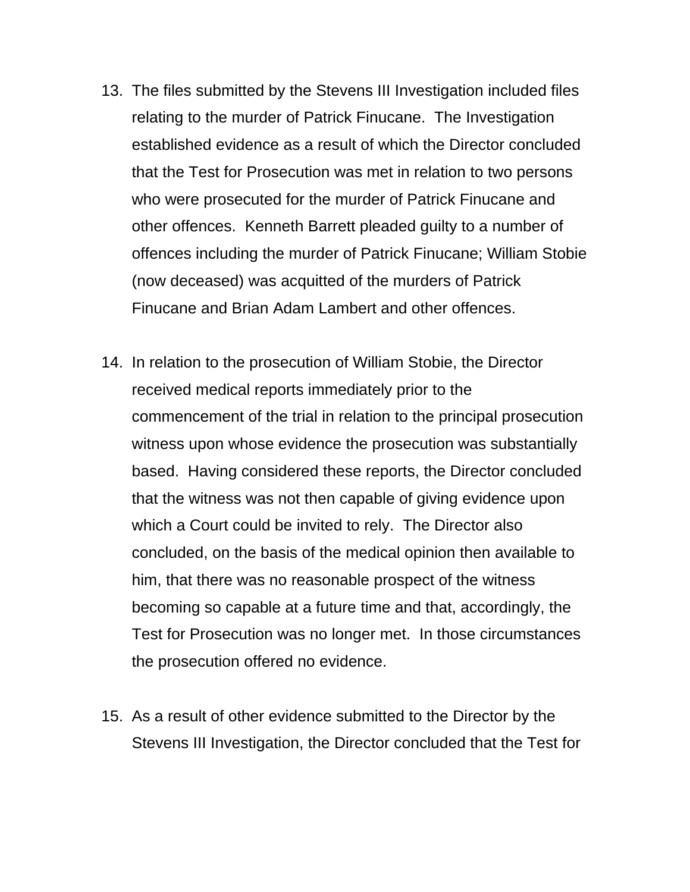13. The files submitted by the Stevens III Investigation included files relating to the murder of Patrick Finucane. The Investigation established evidence as a result of which the Director concluded that the Test for Prosecution was met in relation to two persons who were prosecuted for the murder of Patrick Finucane and other offences. Kenneth Barrett pleaded guilty to a number of offences including the murder of Patrick Finucane; William Stobie (now deceased) was acquitted of the murders of Patrick Finucane and Brian Adam Lambert and other offences.

14. In relation to the prosecution of William Stobie, the Director received medical reports immediately prior to the commencement of the trial in relation to the principal prosecution witness upon whose evidence the prosecution was substantially based. Having considered these reports, the Director concluded that the witness was not then capable of giving evidence upon which a Court could be invited to rely. The Director also concluded, on the basis of the medical opinion then available to him, that there was no reasonable prospect of the witness becoming so capable at a future time and that, accordingly, the Test for Prosecution was no longer met. In those circumstances the prosecution offered no evidence.

15. As a result of other evidence submitted to the Director by the Stevens III Investigation, the Director concluded that the Test for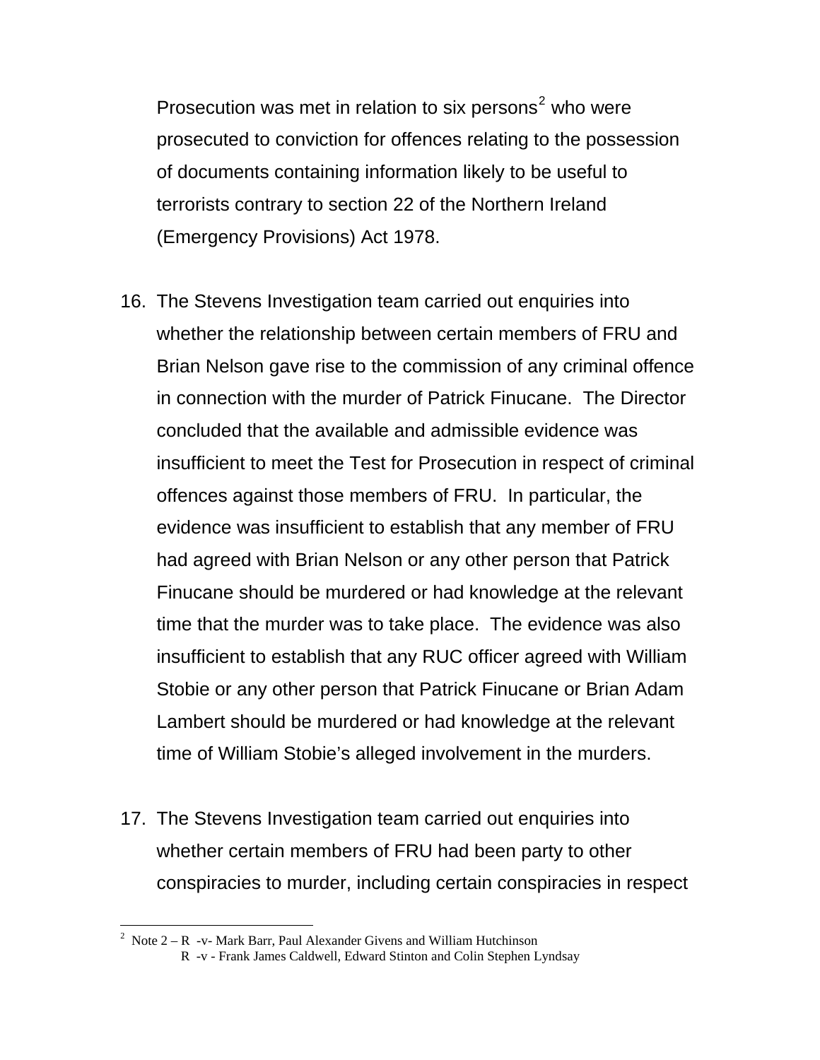Prosecution was met in relation to six persons[2] who were prosecuted to conviction for offences relating to the possession of documents containing information likely to be useful to terrorists contrary to section 22 of the Northern Ireland (Emergency Provisions) Act 1978.

16. The Stevens Investigation team carried out enquiries into whether the relationship between certain members of FRU and Brian Nelson gave rise to the commission of any criminal offence in connection with the murder of Patrick Finucane. The Director concluded that the available and admissible evidence was insufficient to meet the Test for Prosecution in respect of criminal offences against those members of FRU. In particular, the evidence was insufficient to establish that any member of FRU had agreed with Brian Nelson or any other person that Patrick Finucane should be murdered or had knowledge at the relevant time that the murder was to take place. The evidence was also insufficient to establish that any RUC officer agreed with William Stobie or any other person that Patrick Finucane or Brian Adam Lambert should be murdered or had knowledge at the relevant time of William Stobie's alleged involvement in the murders.

17. The Stevens Investigation team carried out enquiries into whether certain members of FRU had been party to other conspiracies to murder, including certain conspiracies in respect

[2] Note 2 – R -v- Mark Barr, Paul Alexander Givens and William Hutchinson
R -v - Frank James Caldwell, Edward Stinton and Colin Stephen Lyndsay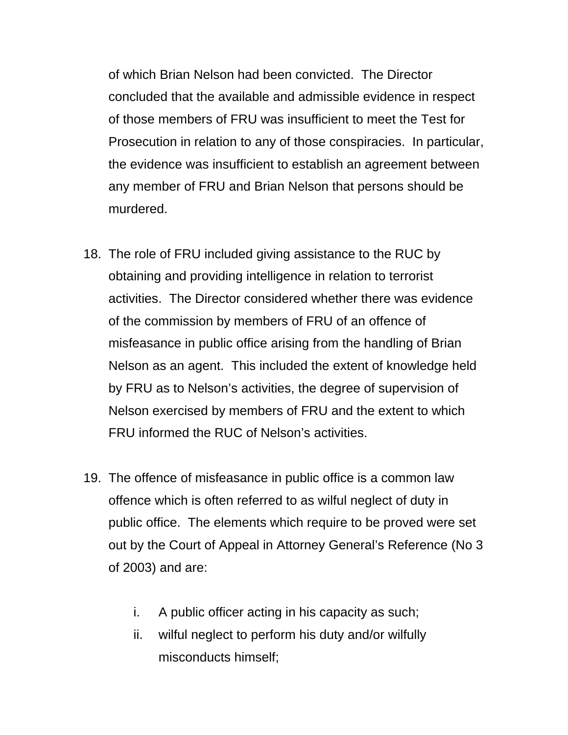of which Brian Nelson had been convicted. The Director concluded that the available and admissible evidence in respect of those members of FRU was insufficient to meet the Test for Prosecution in relation to any of those conspiracies. In particular, the evidence was insufficient to establish an agreement between any member of FRU and Brian Nelson that persons should be murdered.

18. The role of FRU included giving assistance to the RUC by obtaining and providing intelligence in relation to terrorist activities. The Director considered whether there was evidence of the commission by members of FRU of an offence of misfeasance in public office arising from the handling of Brian Nelson as an agent. This included the extent of knowledge held by FRU as to Nelson's activities, the degree of supervision of Nelson exercised by members of FRU and the extent to which FRU informed the RUC of Nelson's activities.

19. The offence of misfeasance in public office is a common law offence which is often referred to as wilful neglect of duty in public office. The elements which require to be proved were set out by the Court of Appeal in Attorney General's Reference (No 3 of 2003) and are:

    i. A public officer acting in his capacity as such;
    ii. wilful neglect to perform his duty and/or wilfully misconducts himself;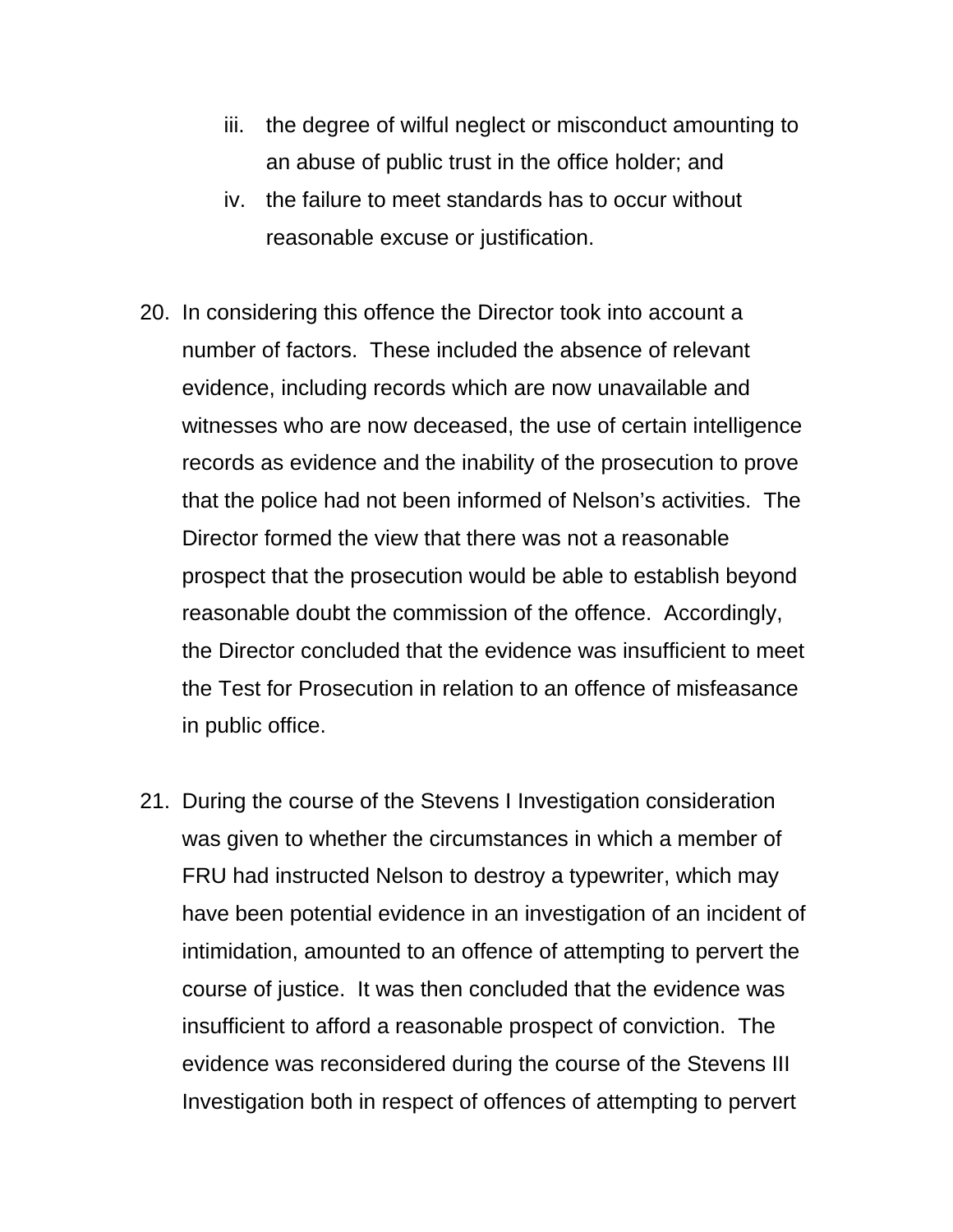iii. the degree of wilful neglect or misconduct amounting to an abuse of public trust in the office holder; and
   iv. the failure to meet standards has to occur without reasonable excuse or justification.

20. In considering this offence the Director took into account a number of factors. These included the absence of relevant evidence, including records which are now unavailable and witnesses who are now deceased, the use of certain intelligence records as evidence and the inability of the prosecution to prove that the police had not been informed of Nelson's activities. The Director formed the view that there was not a reasonable prospect that the prosecution would be able to establish beyond reasonable doubt the commission of the offence. Accordingly, the Director concluded that the evidence was insufficient to meet the Test for Prosecution in relation to an offence of misfeasance in public office.

21. During the course of the Stevens I Investigation consideration was given to whether the circumstances in which a member of FRU had instructed Nelson to destroy a typewriter, which may have been potential evidence in an investigation of an incident of intimidation, amounted to an offence of attempting to pervert the course of justice. It was then concluded that the evidence was insufficient to afford a reasonable prospect of conviction. The evidence was reconsidered during the course of the Stevens III Investigation both in respect of offences of attempting to pervert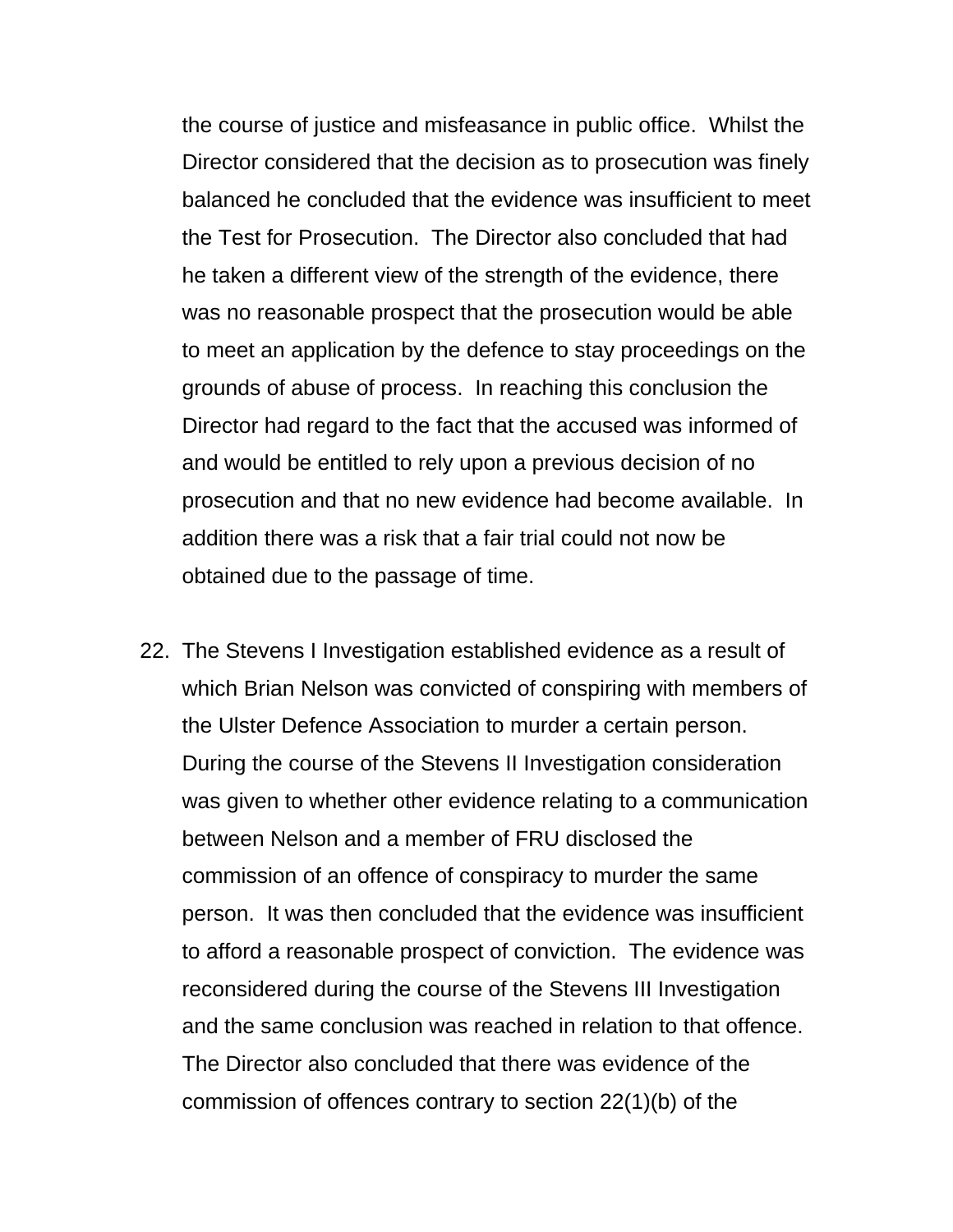the course of justice and misfeasance in public office. Whilst the Director considered that the decision as to prosecution was finely balanced he concluded that the evidence was insufficient to meet the Test for Prosecution. The Director also concluded that had he taken a different view of the strength of the evidence, there was no reasonable prospect that the prosecution would be able to meet an application by the defence to stay proceedings on the grounds of abuse of process. In reaching this conclusion the Director had regard to the fact that the accused was informed of and would be entitled to rely upon a previous decision of no prosecution and that no new evidence had become available. In addition there was a risk that a fair trial could not now be obtained due to the passage of time.

22. The Stevens I Investigation established evidence as a result of which Brian Nelson was convicted of conspiring with members of the Ulster Defence Association to murder a certain person. During the course of the Stevens II Investigation consideration was given to whether other evidence relating to a communication between Nelson and a member of FRU disclosed the commission of an offence of conspiracy to murder the same person. It was then concluded that the evidence was insufficient to afford a reasonable prospect of conviction. The evidence was reconsidered during the course of the Stevens III Investigation and the same conclusion was reached in relation to that offence. The Director also concluded that there was evidence of the commission of offences contrary to section 22(1)(b) of the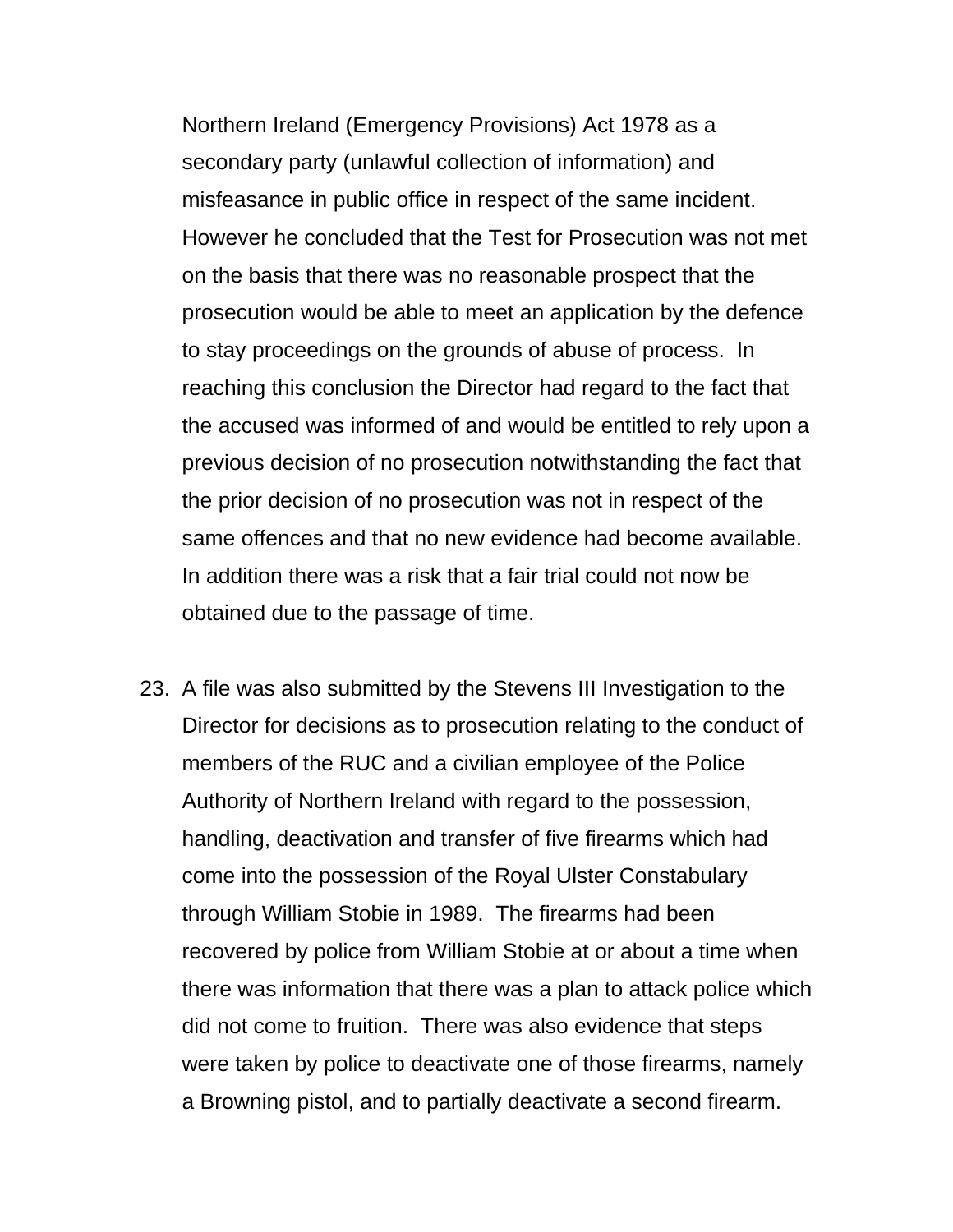Northern Ireland (Emergency Provisions) Act 1978 as a secondary party (unlawful collection of information) and misfeasance in public office in respect of the same incident. However he concluded that the Test for Prosecution was not met on the basis that there was no reasonable prospect that the prosecution would be able to meet an application by the defence to stay proceedings on the grounds of abuse of process. In reaching this conclusion the Director had regard to the fact that the accused was informed of and would be entitled to rely upon a previous decision of no prosecution notwithstanding the fact that the prior decision of no prosecution was not in respect of the same offences and that no new evidence had become available. In addition there was a risk that a fair trial could not now be obtained due to the passage of time.

23. A file was also submitted by the Stevens III Investigation to the Director for decisions as to prosecution relating to the conduct of members of the RUC and a civilian employee of the Police Authority of Northern Ireland with regard to the possession, handling, deactivation and transfer of five firearms which had come into the possession of the Royal Ulster Constabulary through William Stobie in 1989. The firearms had been recovered by police from William Stobie at or about a time when there was information that there was a plan to attack police which did not come to fruition. There was also evidence that steps were taken by police to deactivate one of those firearms, namely a Browning pistol, and to partially deactivate a second firearm.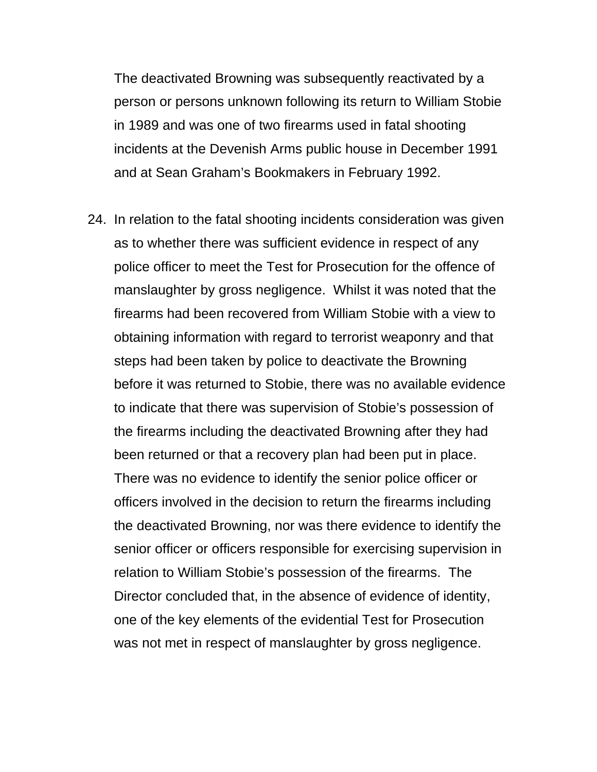The deactivated Browning was subsequently reactivated by a person or persons unknown following its return to William Stobie in 1989 and was one of two firearms used in fatal shooting incidents at the Devenish Arms public house in December 1991 and at Sean Graham's Bookmakers in February 1992.

24. In relation to the fatal shooting incidents consideration was given as to whether there was sufficient evidence in respect of any police officer to meet the Test for Prosecution for the offence of manslaughter by gross negligence. Whilst it was noted that the firearms had been recovered from William Stobie with a view to obtaining information with regard to terrorist weaponry and that steps had been taken by police to deactivate the Browning before it was returned to Stobie, there was no available evidence to indicate that there was supervision of Stobie's possession of the firearms including the deactivated Browning after they had been returned or that a recovery plan had been put in place. There was no evidence to identify the senior police officer or officers involved in the decision to return the firearms including the deactivated Browning, nor was there evidence to identify the senior officer or officers responsible for exercising supervision in relation to William Stobie's possession of the firearms. The Director concluded that, in the absence of evidence of identity, one of the key elements of the evidential Test for Prosecution was not met in respect of manslaughter by gross negligence.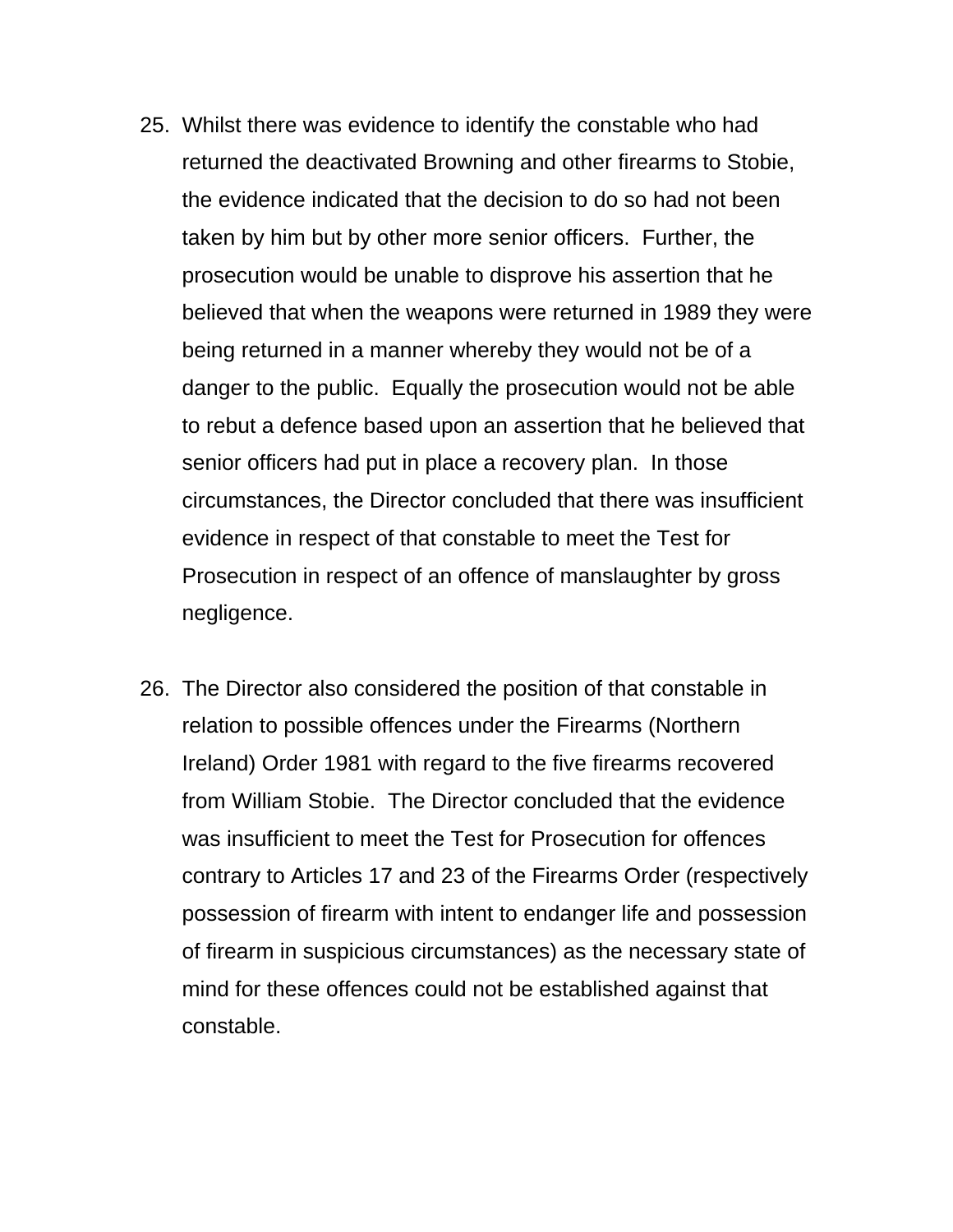25. Whilst there was evidence to identify the constable who had returned the deactivated Browning and other firearms to Stobie, the evidence indicated that the decision to do so had not been taken by him but by other more senior officers. Further, the prosecution would be unable to disprove his assertion that he believed that when the weapons were returned in 1989 they were being returned in a manner whereby they would not be of a danger to the public. Equally the prosecution would not be able to rebut a defence based upon an assertion that he believed that senior officers had put in place a recovery plan. In those circumstances, the Director concluded that there was insufficient evidence in respect of that constable to meet the Test for Prosecution in respect of an offence of manslaughter by gross negligence.

26. The Director also considered the position of that constable in relation to possible offences under the Firearms (Northern Ireland) Order 1981 with regard to the five firearms recovered from William Stobie. The Director concluded that the evidence was insufficient to meet the Test for Prosecution for offences contrary to Articles 17 and 23 of the Firearms Order (respectively possession of firearm with intent to endanger life and possession of firearm in suspicious circumstances) as the necessary state of mind for these offences could not be established against that constable.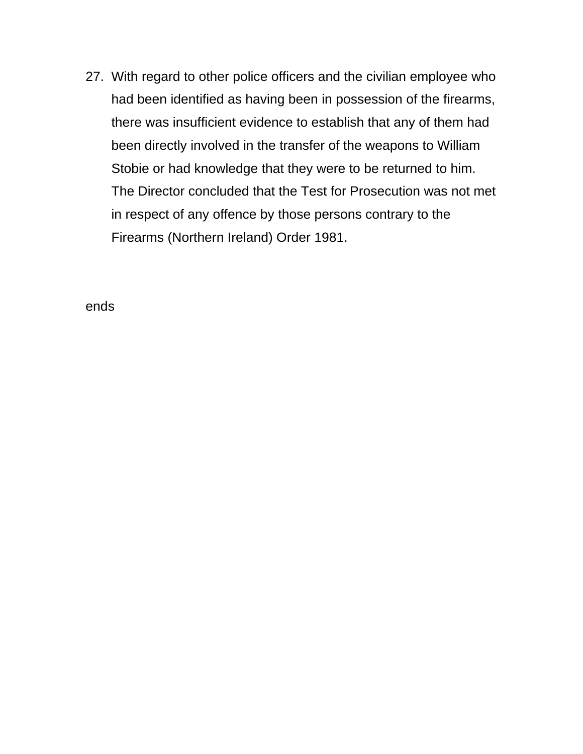27. With regard to other police officers and the civilian employee who had been identified as having been in possession of the firearms, there was insufficient evidence to establish that any of them had been directly involved in the transfer of the weapons to William Stobie or had knowledge that they were to be returned to him. The Director concluded that the Test for Prosecution was not met in respect of any offence by those persons contrary to the Firearms (Northern Ireland) Order 1981.

ends